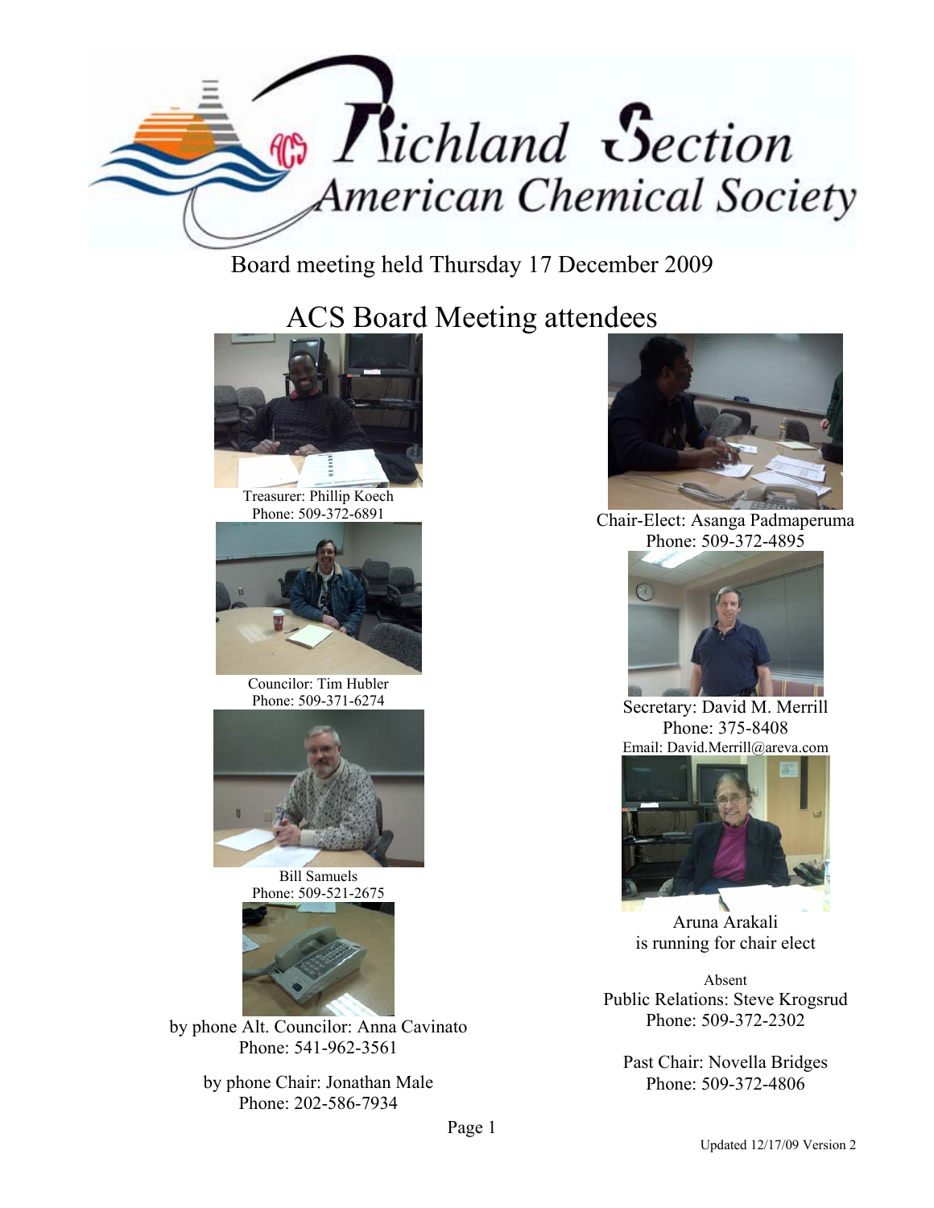# Richland Section American Chemical Society

Board meeting held Thursday 17 December 2009

## ACS Board Meeting attendees

Treasurer: Phillip Koech
Phone: 509-372-6891

Councilor: Tim Hubler
Phone: 509-371-6274

Bill Samuels
Phone: 509-521-2675

by phone Alt. Councilor: Anna Cavinato
Phone: 541-962-3561

by phone Chair: Jonathan Male
Phone: 202-586-7934

Chair-Elect: Asanga Padmaperuma
Phone: 509-372-4895

Secretary: David M. Merrill
Phone: 375-8408
Email: David.Merrill@areva.com

Aruna Arakali
is running for chair elect

Absent

Public Relations: Steve Krogsrud
Phone: 509-372-2302

Past Chair: Novella Bridges
Phone: 509-372-4806

Updated 12/17/09 Version 2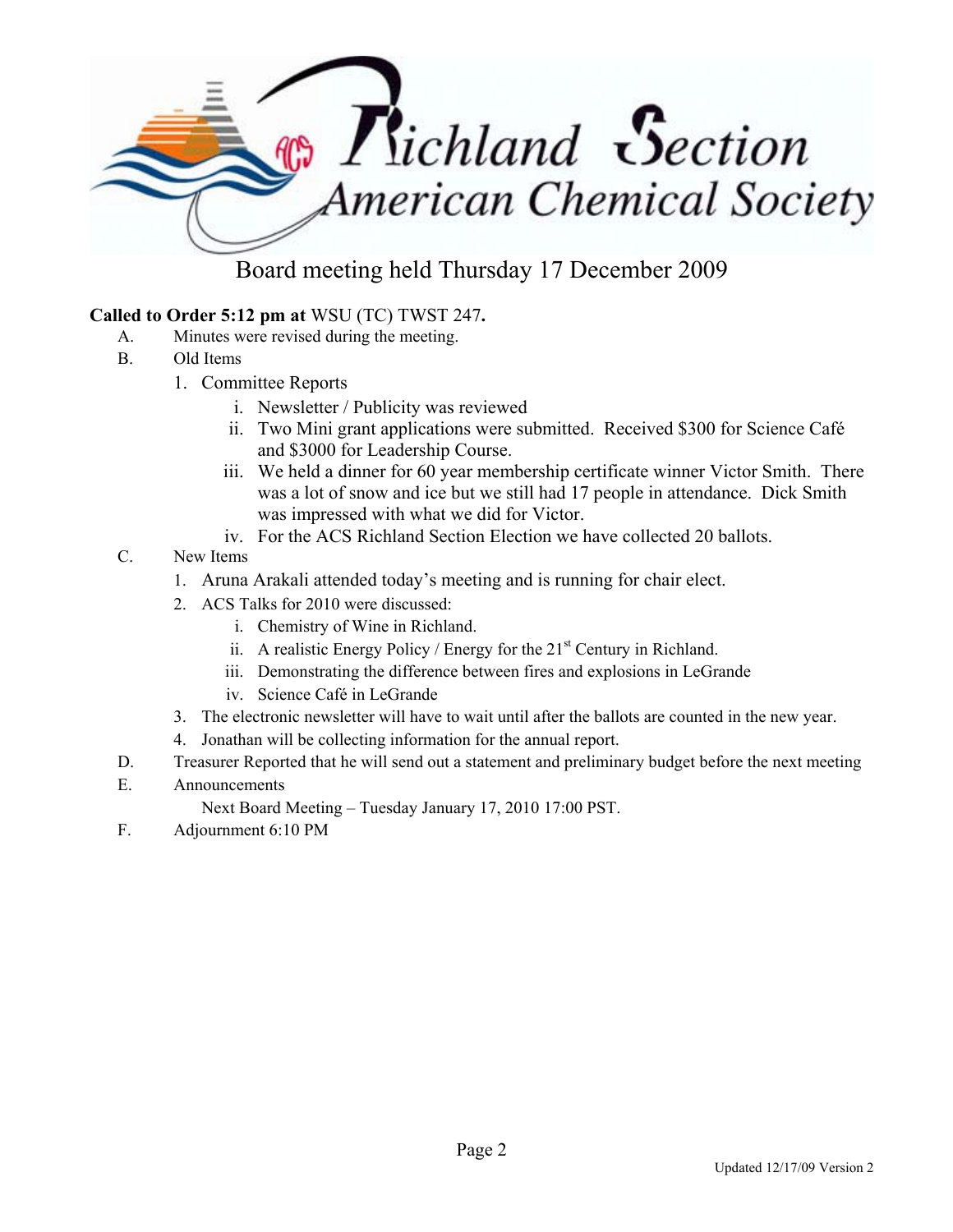# Richland Section American Chemical Society

## Board meeting held Thursday 17 December 2009

**Called to Order 5:12 pm at** WSU (TC) TWST 247**.**

A. Minutes were revised during the meeting.

B. Old Items

1. Committee Reports
   - i. Newsletter / Publicity was reviewed
   - ii. Two Mini grant applications were submitted. Received $300 for Science Café and $3000 for Leadership Course.
   - iii. We held a dinner for 60 year membership certificate winner Victor Smith. There was a lot of snow and ice but we still had 17 people in attendance. Dick Smith was impressed with what we did for Victor.
   - iv. For the ACS Richland Section Election we have collected 20 ballots.

C. New Items

1. Aruna Arakali attended today's meeting and is running for chair elect.
2. ACS Talks for 2010 were discussed:
   - i. Chemistry of Wine in Richland.
   - ii. A realistic Energy Policy / Energy for the 21st Century in Richland.
   - iii. Demonstrating the difference between fires and explosions in LeGrande
   - iv. Science Café in LeGrande
3. The electronic newsletter will have to wait until after the ballots are counted in the new year.
4. Jonathan will be collecting information for the annual report.

D. Treasurer Reported that he will send out a statement and preliminary budget before the next meeting

E. Announcements

Next Board Meeting – Tuesday January 17, 2010 17:00 PST.

F. Adjournment 6:10 PM

Updated 12/17/09 Version 2